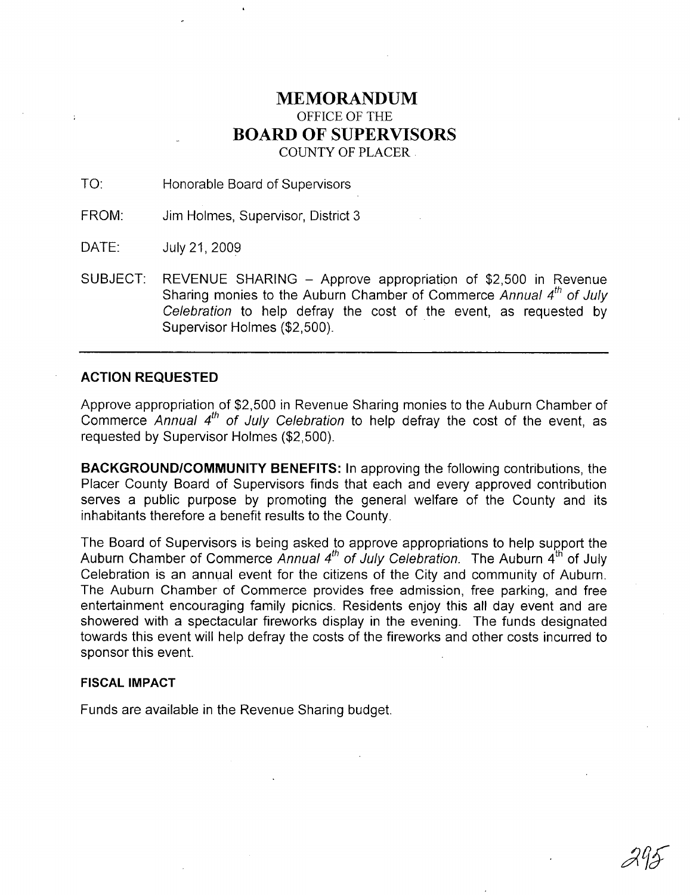# MEMORANDUM
OFFICE OF THE
## BOARD OF SUPERVISORS
COUNTY OF PLACER

TO: Honorable Board of Supervisors

FROM: Jim Holmes, Supervisor, District 3

DATE: July 21, 2009

SUBJECT: REVENUE SHARING – Approve appropriation of $2,500 in Revenue Sharing monies to the Auburn Chamber of Commerce *Annual 4th of July Celebration* to help defray the cost of the event, as requested by Supervisor Holmes ($2,500).

---

### ACTION REQUESTED

Approve appropriation of $2,500 in Revenue Sharing monies to the Auburn Chamber of Commerce *Annual 4th of July Celebration* to help defray the cost of the event, as requested by Supervisor Holmes ($2,500).

**BACKGROUND/COMMUNITY BENEFITS:** In approving the following contributions, the Placer County Board of Supervisors finds that each and every approved contribution serves a public purpose by promoting the general welfare of the County and its inhabitants therefore a benefit results to the County.

The Board of Supervisors is being asked to approve appropriations to help support the Auburn Chamber of Commerce *Annual 4th of July Celebration.* The Auburn 4th of July Celebration is an annual event for the citizens of the City and community of Auburn. The Auburn Chamber of Commerce provides free admission, free parking, and free entertainment encouraging family picnics. Residents enjoy this all day event and are showered with a spectacular fireworks display in the evening. The funds designated towards this event will help defray the costs of the fireworks and other costs incurred to sponsor this event.

### FISCAL IMPACT

Funds are available in the Revenue Sharing budget.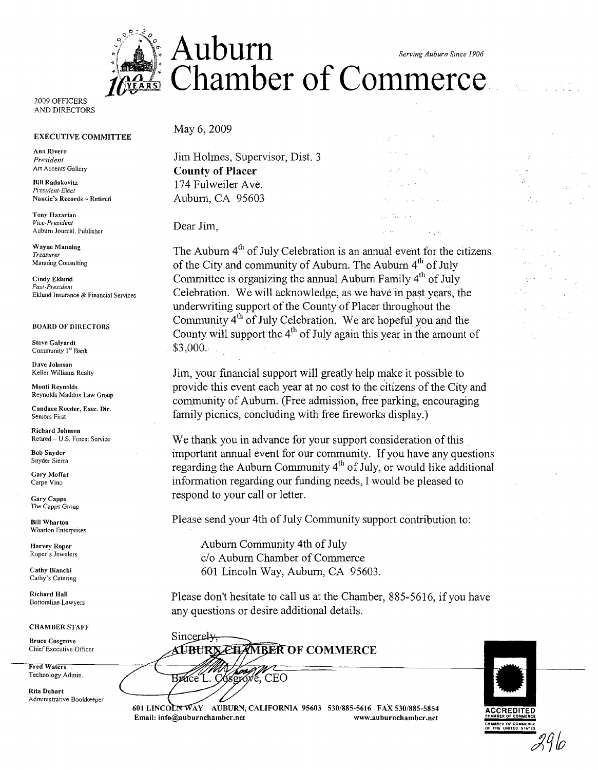# Auburn Chamber of Commerce

*Serving Auburn Since 1906*

100 YEARS 1906-2006

2009 OFFICERS AND DIRECTORS

**EXECUTIVE COMMITTEE**

**Ann Rivero**
*President*
Art Accents Gallery

**Bill Radakovitz**
*President-Elect*
Nancie's Records ~ Retired

**Tony Hazarian**
*Vice-President*
Auburn Journal, Publisher

**Wayne Manning**
*Treasurer*
Manning Consulting

**Cindy Eklund**
*Past-President*
Eklund Insurance & Financial Services

**BOARD OF DIRECTORS**

**Steve Galyardt**
Community 1st Bank

**Dave Johnson**
Keller Williams Realty

**Monti Reynolds**
Reynolds Maddox Law Group

**Candace Roeder, Exec. Dir.**
Seniors First

**Richard Johnson**
Retired – U.S. Forest Service

**Bob Snyder**
Snyder Sierra

**Gary Moffat**
Carpe Vino

**Gary Capps**
The Capps Group

**Bill Wharton**
Wharton Enterprises

**Harvey Roper**
Roper's Jewelers

**Cathy Bianchi**
Cathy's Catering

**Richard Hall**
Bottomline Lawyers

**CHAMBER STAFF**

**Bruce Cosgrove**
Chief Executive Officer

**Fred Waters**
Technology Admin.

**Rita Dehart**
Administrative Bookkeeper

May 6, 2009

Jim Holmes, Supervisor, Dist. 3
**County of Placer**
174 Fulweiler Ave.
Auburn, CA 95603

Dear Jim,

The Auburn 4th of July Celebration is an annual event for the citizens of the City and community of Auburn. The Auburn 4th of July Committee is organizing the annual Auburn Family 4th of July Celebration. We will acknowledge, as we have in past years, the underwriting support of the County of Placer throughout the Community 4th of July Celebration. We are hopeful you and the County will support the 4th of July again this year in the amount of $3,000.

Jim, your financial support will greatly help make it possible to provide this event each year at no cost to the citizens of the City and community of Auburn. (Free admission, free parking, encouraging family picnics, concluding with free fireworks display.)

We thank you in advance for your support consideration of this important annual event for our community. If you have any questions regarding the Auburn Community 4th of July, or would like additional information regarding our funding needs, I would be pleased to respond to your call or letter.

Please send your 4th of July Community support contribution to:

Auburn Community 4th of July
c/o Auburn Chamber of Commerce
601 Lincoln Way, Auburn, CA 95603.

Please don't hesitate to call us at the Chamber, 885-5616, if you have any questions or desire additional details.

Sincerely,
**AUBURN CHAMBER OF COMMERCE**

Bruce L. Cosgrove, CEO

601 LINCOLN WAY AUBURN, CALIFORNIA 95603 530/885-5616 FAX 530/885-5854
Email: info@auburnchamber.net www.auburnchamber.net

ACCREDITED CHAMBER OF COMMERCE
CHAMBER OF COMMERCE OF THE UNITED STATES

296